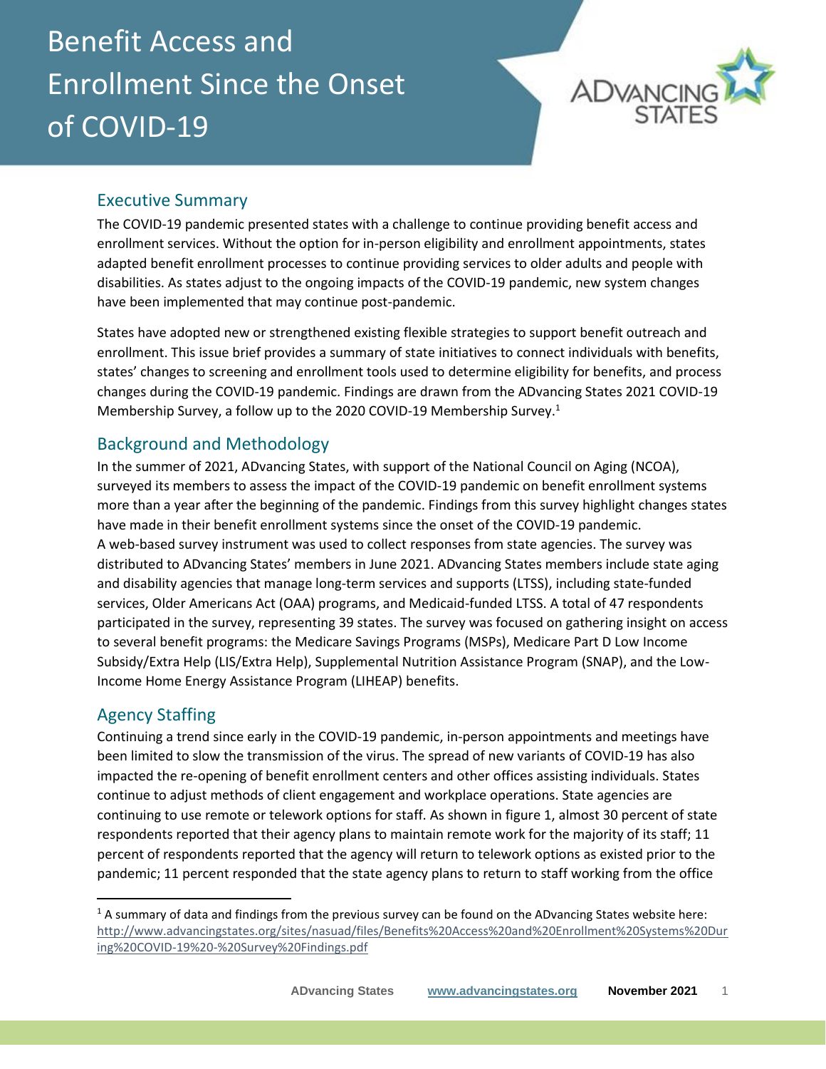# Benefit Access and Enrollment Since the Onset of COVID-19

## Executive Summary

The COVID-19 pandemic presented states with a challenge to continue providing benefit access and enrollment services. Without the option for in-person eligibility and enrollment appointments, states adapted benefit enrollment processes to continue providing services to older adults and people with disabilities. As states adjust to the ongoing impacts of the COVID-19 pandemic, new system changes have been implemented that may continue post-pandemic.

States have adopted new or strengthened existing flexible strategies to support benefit outreach and enrollment. This issue brief provides a summary of state initiatives to connect individuals with benefits, states' changes to screening and enrollment tools used to determine eligibility for benefits, and process changes during the COVID-19 pandemic. Findings are drawn from the ADvancing States 2021 COVID-19 Membership Survey, a follow up to the 2020 COVID-19 Membership Survey.[1]

## Background and Methodology

In the summer of 2021, ADvancing States, with support of the National Council on Aging (NCOA), surveyed its members to assess the impact of the COVID-19 pandemic on benefit enrollment systems more than a year after the beginning of the pandemic. Findings from this survey highlight changes states have made in their benefit enrollment systems since the onset of the COVID-19 pandemic.
A web-based survey instrument was used to collect responses from state agencies. The survey was distributed to ADvancing States' members in June 2021. ADvancing States members include state aging and disability agencies that manage long-term services and supports (LTSS), including state-funded services, Older Americans Act (OAA) programs, and Medicaid-funded LTSS. A total of 47 respondents participated in the survey, representing 39 states. The survey was focused on gathering insight on access to several benefit programs: the Medicare Savings Programs (MSPs), Medicare Part D Low Income Subsidy/Extra Help (LIS/Extra Help), Supplemental Nutrition Assistance Program (SNAP), and the Low-Income Home Energy Assistance Program (LIHEAP) benefits.

## Agency Staffing

Continuing a trend since early in the COVID-19 pandemic, in-person appointments and meetings have been limited to slow the transmission of the virus. The spread of new variants of COVID-19 has also impacted the re-opening of benefit enrollment centers and other offices assisting individuals. States continue to adjust methods of client engagement and workplace operations. State agencies are continuing to use remote or telework options for staff. As shown in figure 1, almost 30 percent of state respondents reported that their agency plans to maintain remote work for the majority of its staff; 11 percent of respondents reported that the agency will return to telework options as existed prior to the pandemic; 11 percent responded that the state agency plans to return to staff working from the office

---

[1] A summary of data and findings from the previous survey can be found on the ADvancing States website here: http://www.advancingstates.org/sites/nasuad/files/Benefits%20Access%20and%20Enrollment%20Systems%20During%20COVID-19%20-%20Survey%20Findings.pdf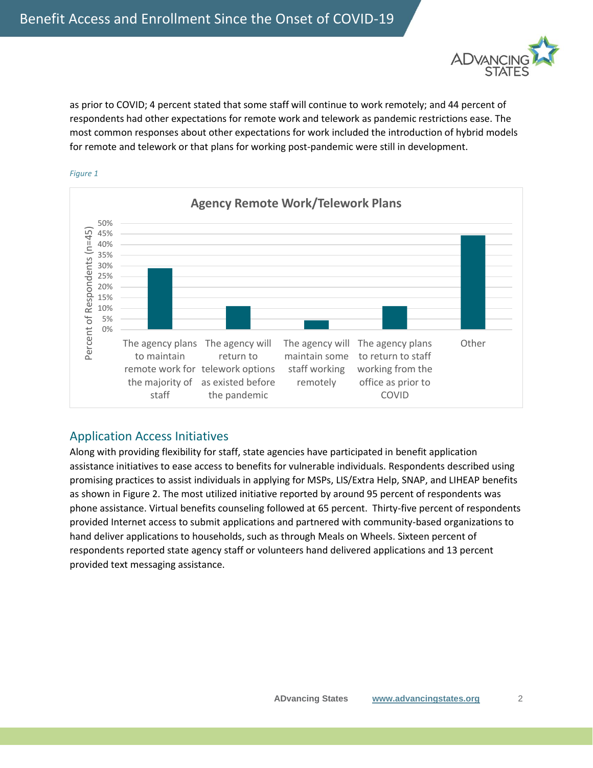as prior to COVID; 4 percent stated that some staff will continue to work remotely; and 44 percent of respondents had other expectations for remote work and telework as pandemic restrictions ease. The most common responses about other expectations for work included the introduction of hybrid models for remote and telework or that plans for working post-pandemic were still in development.

*Figure 1*

**Agency Remote Work/Telework Plans**

| Plan | Percent of Respondents (n=45) |
|---|---|
| The agency plans to maintain remote work for the majority of staff | ~29% |
| The agency will return to telework options as existed before the pandemic | ~11% |
| The agency will maintain some staff working remotely | ~4% |
| The agency plans to return to staff working from the office as prior to COVID | ~11% |
| Other | ~44% |

## Application Access Initiatives

Along with providing flexibility for staff, state agencies have participated in benefit application assistance initiatives to ease access to benefits for vulnerable individuals. Respondents described using promising practices to assist individuals in applying for MSPs, LIS/Extra Help, SNAP, and LIHEAP benefits as shown in Figure 2. The most utilized initiative reported by around 95 percent of respondents was phone assistance. Virtual benefits counseling followed at 65 percent. Thirty-five percent of respondents provided Internet access to submit applications and partnered with community-based organizations to hand deliver applications to households, such as through Meals on Wheels. Sixteen percent of respondents reported state agency staff or volunteers hand delivered applications and 13 percent provided text messaging assistance.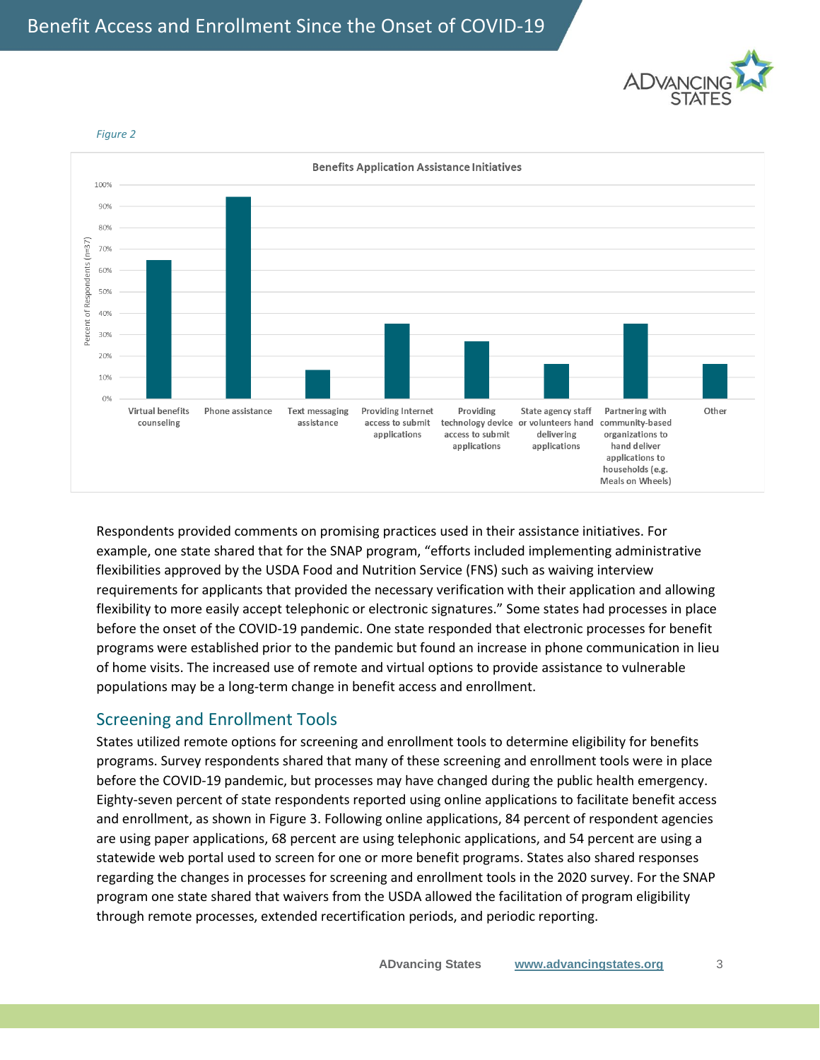*Figure 2*

**Benefits Application Assistance Initiatives**

Respondents provided comments on promising practices used in their assistance initiatives. For example, one state shared that for the SNAP program, "efforts included implementing administrative flexibilities approved by the USDA Food and Nutrition Service (FNS) such as waiving interview requirements for applicants that provided the necessary verification with their application and allowing flexibility to more easily accept telephonic or electronic signatures." Some states had processes in place before the onset of the COVID-19 pandemic. One state responded that electronic processes for benefit programs were established prior to the pandemic but found an increase in phone communication in lieu of home visits. The increased use of remote and virtual options to provide assistance to vulnerable populations may be a long-term change in benefit access and enrollment.

## Screening and Enrollment Tools

States utilized remote options for screening and enrollment tools to determine eligibility for benefits programs. Survey respondents shared that many of these screening and enrollment tools were in place before the COVID-19 pandemic, but processes may have changed during the public health emergency. Eighty-seven percent of state respondents reported using online applications to facilitate benefit access and enrollment, as shown in Figure 3. Following online applications, 84 percent of respondent agencies are using paper applications, 68 percent are using telephonic applications, and 54 percent are using a statewide web portal used to screen for one or more benefit programs. States also shared responses regarding the changes in processes for screening and enrollment tools in the 2020 survey. For the SNAP program one state shared that waivers from the USDA allowed the facilitation of program eligibility through remote processes, extended recertification periods, and periodic reporting.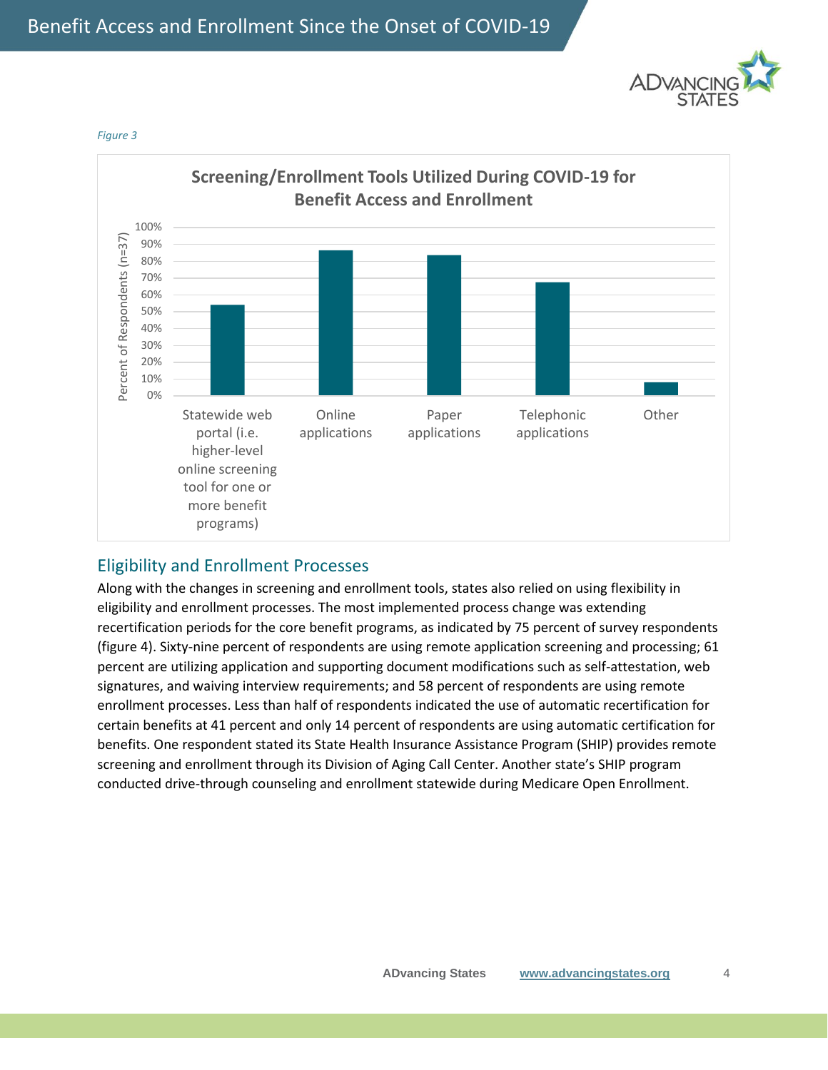*Figure 3*

**Screening/Enrollment Tools Utilized During COVID-19 for Benefit Access and Enrollment**

Percent of Respondents (n=37)

100%
90%
80%
70%
60%
50%
40%
30%
20%
10%
0%

Statewide web portal (i.e. higher-level online screening tool for one or more benefit programs) | Online applications | Paper applications | Telephonic applications | Other

## Eligibility and Enrollment Processes

Along with the changes in screening and enrollment tools, states also relied on using flexibility in eligibility and enrollment processes. The most implemented process change was extending recertification periods for the core benefit programs, as indicated by 75 percent of survey respondents (figure 4). Sixty-nine percent of respondents are using remote application screening and processing; 61 percent are utilizing application and supporting document modifications such as self-attestation, web signatures, and waiving interview requirements; and 58 percent of respondents are using remote enrollment processes. Less than half of respondents indicated the use of automatic recertification for certain benefits at 41 percent and only 14 percent of respondents are using automatic certification for benefits. One respondent stated its State Health Insurance Assistance Program (SHIP) provides remote screening and enrollment through its Division of Aging Call Center. Another state's SHIP program conducted drive-through counseling and enrollment statewide during Medicare Open Enrollment.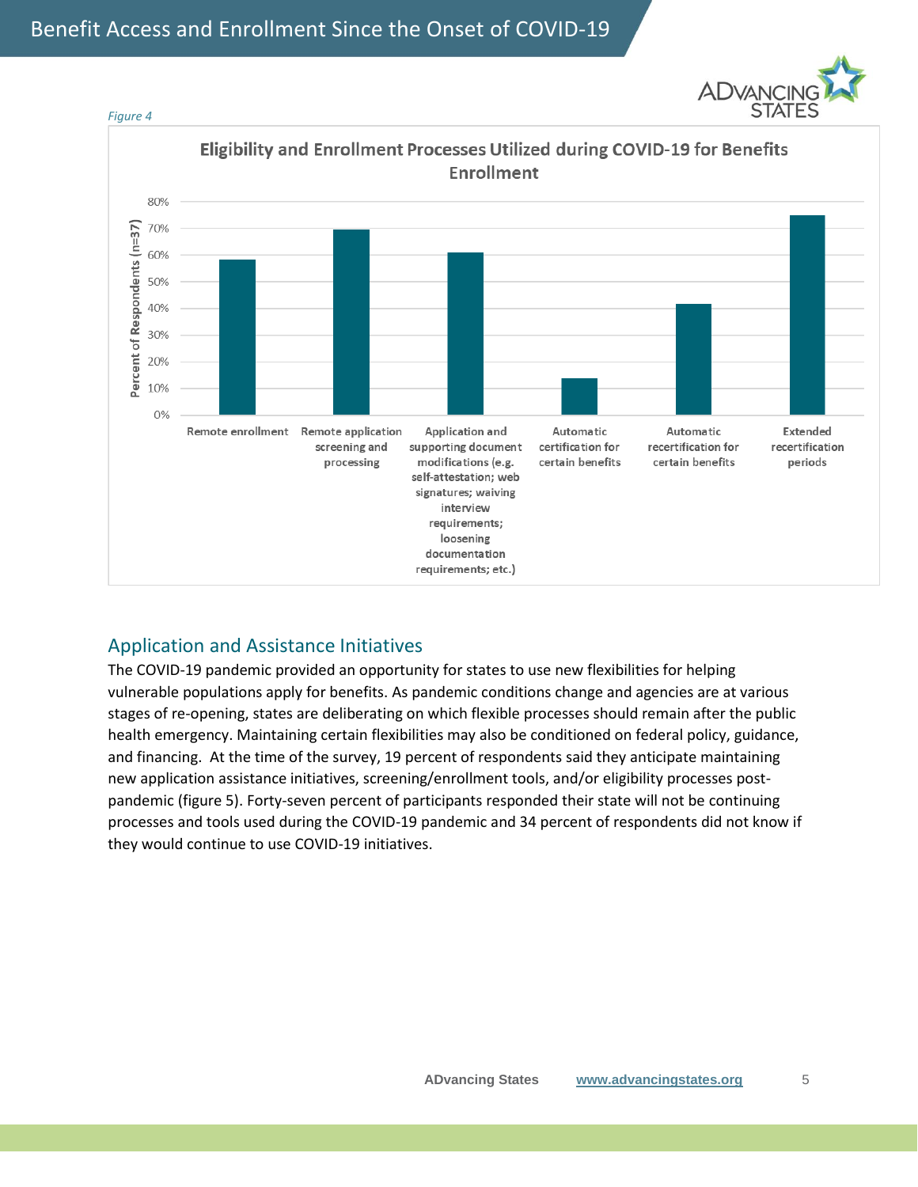*Figure 4*

**Eligibility and Enrollment Processes Utilized during COVID-19 for Benefits Enrollment**

| Process | Percent of Respondents (n=37) |
|---|---|
| Remote enrollment | ~58% |
| Remote application screening and processing | ~70% |
| Application and supporting document modifications (e.g. self-attestation; web signatures; waiving interview requirements; loosening documentation requirements; etc.) | ~61% |
| Automatic certification for certain benefits | ~14% |
| Automatic recertification for certain benefits | ~42% |
| Extended recertification periods | ~75% |

## Application and Assistance Initiatives

The COVID-19 pandemic provided an opportunity for states to use new flexibilities for helping vulnerable populations apply for benefits. As pandemic conditions change and agencies are at various stages of re-opening, states are deliberating on which flexible processes should remain after the public health emergency. Maintaining certain flexibilities may also be conditioned on federal policy, guidance, and financing. At the time of the survey, 19 percent of respondents said they anticipate maintaining new application assistance initiatives, screening/enrollment tools, and/or eligibility processes post-pandemic (figure 5). Forty-seven percent of participants responded their state will not be continuing processes and tools used during the COVID-19 pandemic and 34 percent of respondents did not know if they would continue to use COVID-19 initiatives.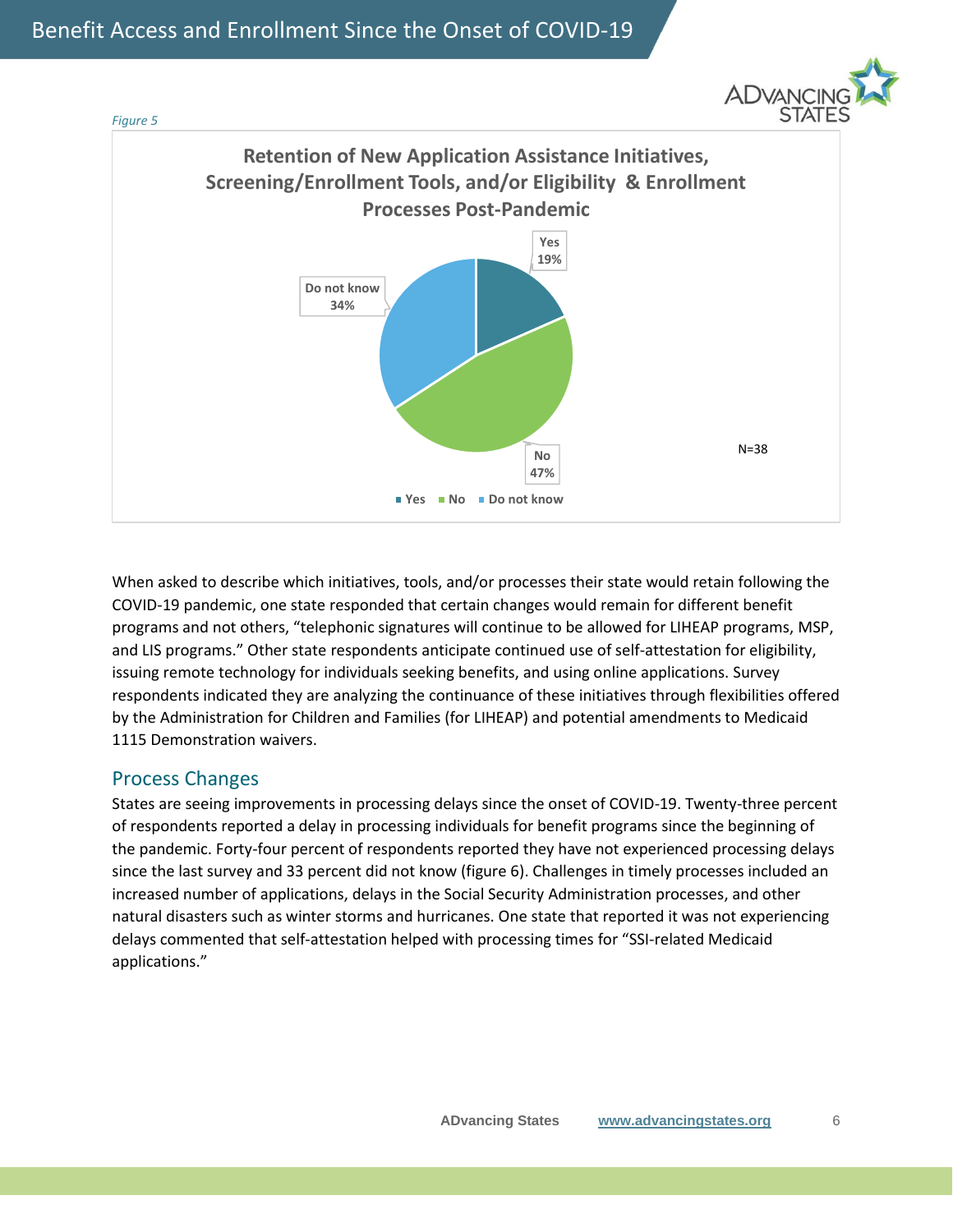*Figure 5*

**Retention of New Application Assistance Initiatives, Screening/Enrollment Tools, and/or Eligibility & Enrollment Processes Post-Pandemic**

| Response | Percent |
|---|---|
| Yes | 19% |
| No | 47% |
| Do not know | 34% |

N=38

When asked to describe which initiatives, tools, and/or processes their state would retain following the COVID-19 pandemic, one state responded that certain changes would remain for different benefit programs and not others, "telephonic signatures will continue to be allowed for LIHEAP programs, MSP, and LIS programs." Other state respondents anticipate continued use of self-attestation for eligibility, issuing remote technology for individuals seeking benefits, and using online applications. Survey respondents indicated they are analyzing the continuance of these initiatives through flexibilities offered by the Administration for Children and Families (for LIHEAP) and potential amendments to Medicaid 1115 Demonstration waivers.

## Process Changes

States are seeing improvements in processing delays since the onset of COVID-19. Twenty-three percent of respondents reported a delay in processing individuals for benefit programs since the beginning of the pandemic. Forty-four percent of respondents reported they have not experienced processing delays since the last survey and 33 percent did not know (figure 6). Challenges in timely processes included an increased number of applications, delays in the Social Security Administration processes, and other natural disasters such as winter storms and hurricanes. One state that reported it was not experiencing delays commented that self-attestation helped with processing times for "SSI-related Medicaid applications."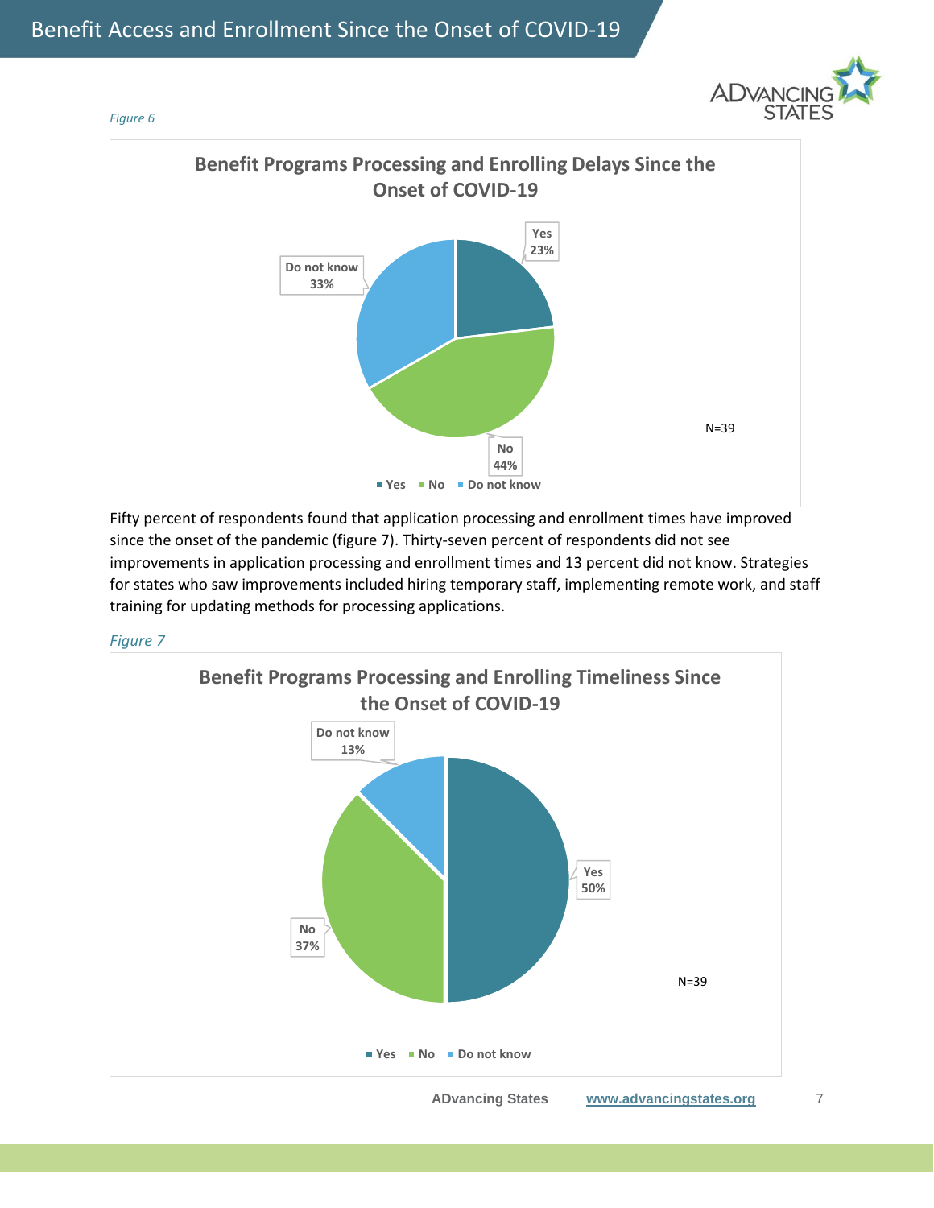*Figure 6*

**Benefit Programs Processing and Enrolling Delays Since the Onset of COVID-19**

| Response | Percent |
|---|---|
| Yes | 23% |
| No | 44% |
| Do not know | 33% |

N=39

Fifty percent of respondents found that application processing and enrollment times have improved since the onset of the pandemic (figure 7). Thirty-seven percent of respondents did not see improvements in application processing and enrollment times and 13 percent did not know. Strategies for states who saw improvements included hiring temporary staff, implementing remote work, and staff training for updating methods for processing applications.

*Figure 7*

**Benefit Programs Processing and Enrolling Timeliness Since the Onset of COVID-19**

| Response | Percent |
|---|---|
| Yes | 50% |
| No | 37% |
| Do not know | 13% |

N=39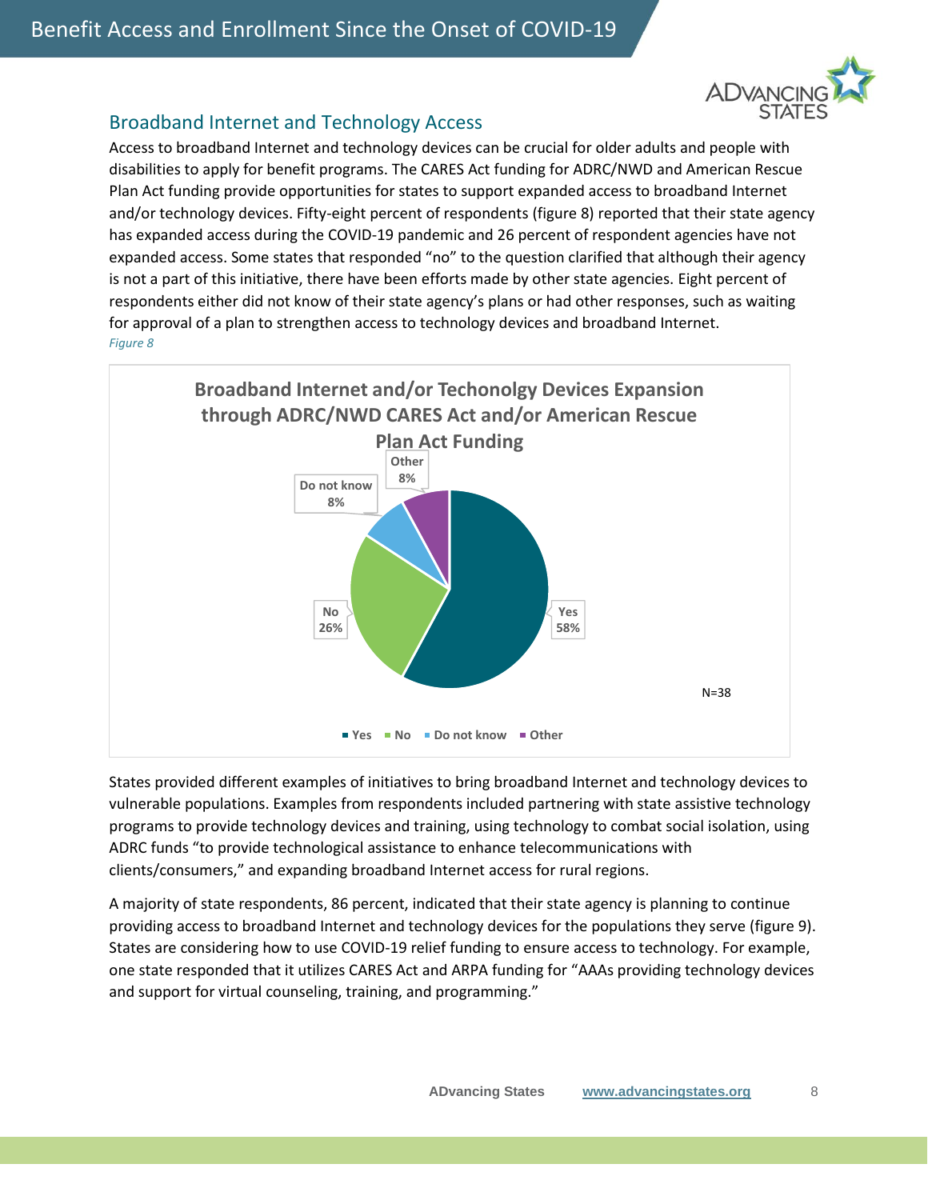## Broadband Internet and Technology Access

Access to broadband Internet and technology devices can be crucial for older adults and people with disabilities to apply for benefit programs. The CARES Act funding for ADRC/NWD and American Rescue Plan Act funding provide opportunities for states to support expanded access to broadband Internet and/or technology devices. Fifty-eight percent of respondents (figure 8) reported that their state agency has expanded access during the COVID-19 pandemic and 26 percent of respondent agencies have not expanded access. Some states that responded "no" to the question clarified that although their agency is not a part of this initiative, there have been efforts made by other state agencies. Eight percent of respondents either did not know of their state agency's plans or had other responses, such as waiting for approval of a plan to strengthen access to technology devices and broadband Internet.

*Figure 8*

**Broadband Internet and/or Techonolgy Devices Expansion through ADRC/NWD CARES Act and/or American Rescue Plan Act Funding**

| Response | Percent |
|---|---|
| Yes | 58% |
| No | 26% |
| Do not know | 8% |
| Other | 8% |

N=38

States provided different examples of initiatives to bring broadband Internet and technology devices to vulnerable populations. Examples from respondents included partnering with state assistive technology programs to provide technology devices and training, using technology to combat social isolation, using ADRC funds "to provide technological assistance to enhance telecommunications with clients/consumers," and expanding broadband Internet access for rural regions.

A majority of state respondents, 86 percent, indicated that their state agency is planning to continue providing access to broadband Internet and technology devices for the populations they serve (figure 9). States are considering how to use COVID-19 relief funding to ensure access to technology. For example, one state responded that it utilizes CARES Act and ARPA funding for "AAAs providing technology devices and support for virtual counseling, training, and programming."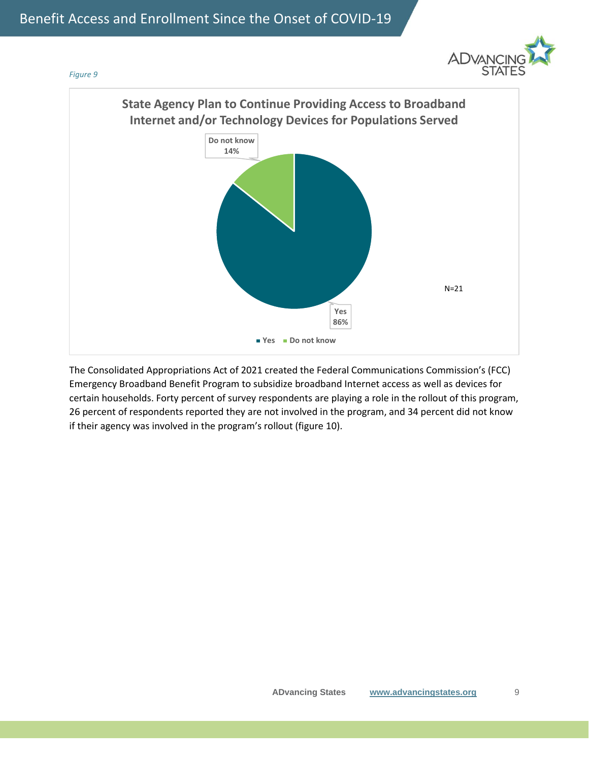*Figure 9*

**State Agency Plan to Continue Providing Access to Broadband Internet and/or Technology Devices for Populations Served**

| Response | Percent |
|---|---|
| Yes | 86% |
| Do not know | 14% |

N=21

The Consolidated Appropriations Act of 2021 created the Federal Communications Commission's (FCC) Emergency Broadband Benefit Program to subsidize broadband Internet access as well as devices for certain households. Forty percent of survey respondents are playing a role in the rollout of this program, 26 percent of respondents reported they are not involved in the program, and 34 percent did not know if their agency was involved in the program's rollout (figure 10).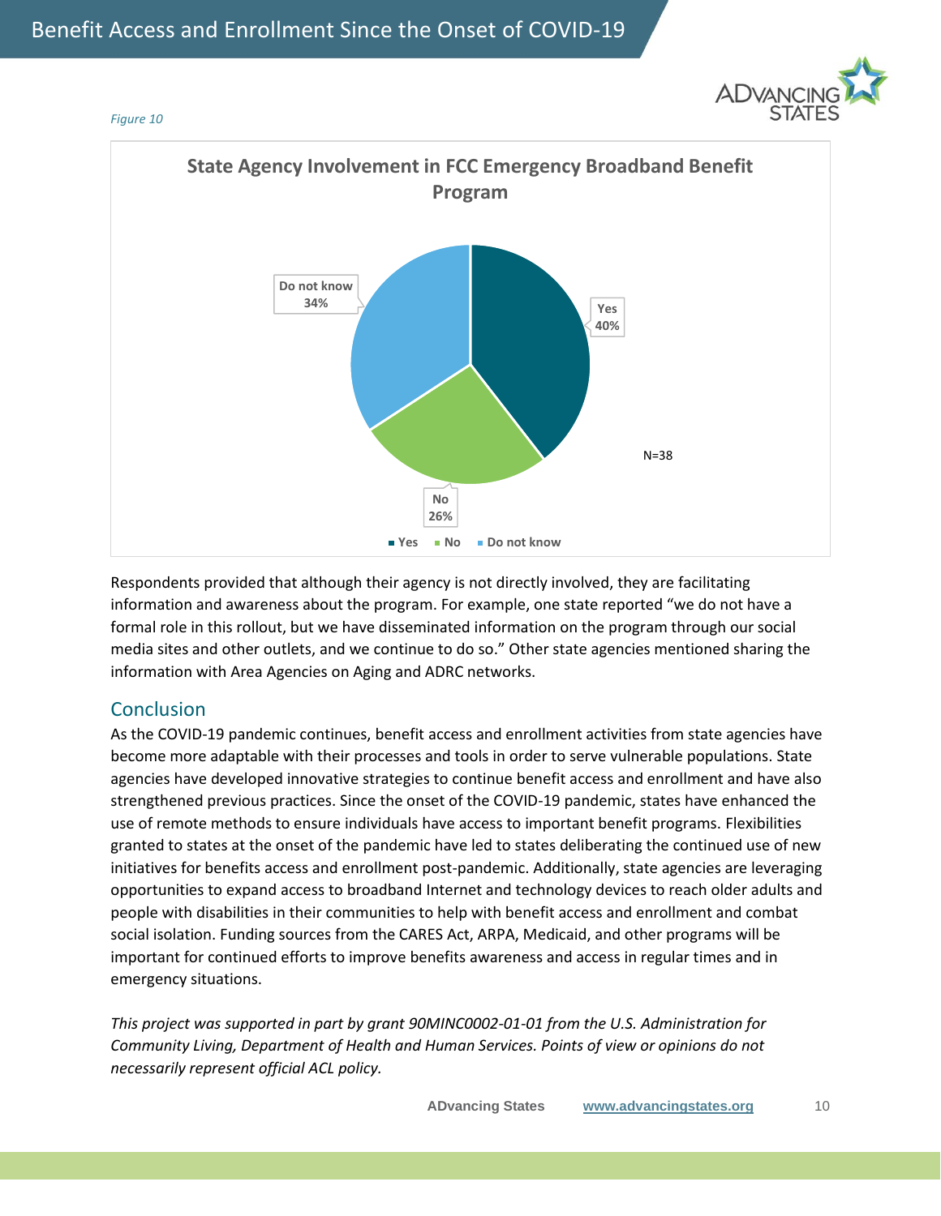*Figure 10*

**State Agency Involvement in FCC Emergency Broadband Benefit Program**

Yes
40%

No
26%

Do not know
34%

N=38

Yes · No · Do not know

Respondents provided that although their agency is not directly involved, they are facilitating information and awareness about the program. For example, one state reported "we do not have a formal role in this rollout, but we have disseminated information on the program through our social media sites and other outlets, and we continue to do so." Other state agencies mentioned sharing the information with Area Agencies on Aging and ADRC networks.

## Conclusion

As the COVID-19 pandemic continues, benefit access and enrollment activities from state agencies have become more adaptable with their processes and tools in order to serve vulnerable populations. State agencies have developed innovative strategies to continue benefit access and enrollment and have also strengthened previous practices. Since the onset of the COVID-19 pandemic, states have enhanced the use of remote methods to ensure individuals have access to important benefit programs. Flexibilities granted to states at the onset of the pandemic have led to states deliberating the continued use of new initiatives for benefits access and enrollment post-pandemic. Additionally, state agencies are leveraging opportunities to expand access to broadband Internet and technology devices to reach older adults and people with disabilities in their communities to help with benefit access and enrollment and combat social isolation. Funding sources from the CARES Act, ARPA, Medicaid, and other programs will be important for continued efforts to improve benefits awareness and access in regular times and in emergency situations.

*This project was supported in part by grant 90MINC0002-01-01 from the U.S. Administration for Community Living, Department of Health and Human Services. Points of view or opinions do not necessarily represent official ACL policy.*